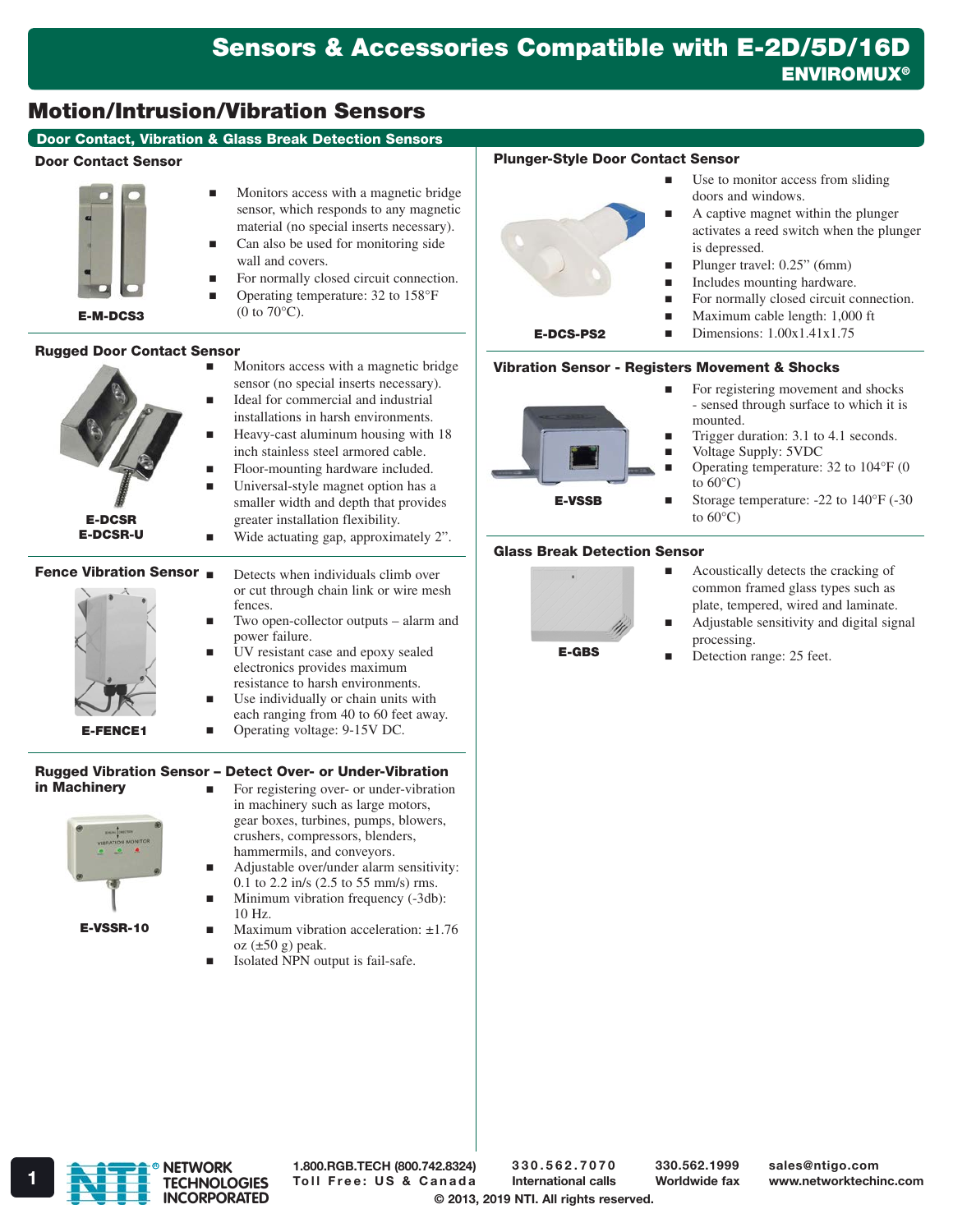# Sensors & Accessories Compatible with E-2D/5D/16D

**ENVIROMUX®**

## Motion/Intrusion/Vibration Sensors

### Door Contact, Vibration & Glass Break Detection Sensors

#### Door Contact Sensor

**E-M-DCS3**

- Monitors access with a magnetic bridge sensor, which responds to any magnetic material (no special inserts necessary).
- Can also be used for monitoring side wall and covers.
- For normally closed circuit connection.
- Operating temperature: 32 to 158°F (0 to 70°C).

#### Rugged Door Contact Sensor

**E-DCSR**
**E-DCSR-U**

- Monitors access with a magnetic bridge sensor (no special inserts necessary).
- Ideal for commercial and industrial installations in harsh environments.
- Heavy-cast aluminum housing with 18 inch stainless steel armored cable.
- Floor-mounting hardware included.
- Universal-style magnet option has a smaller width and depth that provides greater installation flexibility.
- Wide actuating gap, approximately 2".

#### Fence Vibration Sensor

**E-FENCE1**

- Detects when individuals climb over or cut through chain link or wire mesh fences.
- Two open-collector outputs – alarm and power failure.
- UV resistant case and epoxy sealed electronics provides maximum resistance to harsh environments.
- Use individually or chain units with each ranging from 40 to 60 feet away.
- Operating voltage: 9-15V DC.

#### Rugged Vibration Sensor – Detect Over- or Under-Vibration in Machinery

**E-VSSR-10**

- For registering over- or under-vibration in machinery such as large motors, gear boxes, turbines, pumps, blowers, crushers, compressors, blenders, hammermils, and conveyors.
- Adjustable over/under alarm sensitivity: 0.1 to 2.2 in/s (2.5 to 55 mm/s) rms.
- Minimum vibration frequency (-3db): 10 Hz.
- Maximum vibration acceleration: ±1.76 oz (±50 g) peak.
- Isolated NPN output is fail-safe.

#### Plunger-Style Door Contact Sensor

**E-DCS-PS2**

- Use to monitor access from sliding doors and windows.
- A captive magnet within the plunger activates a reed switch when the plunger is depressed.
- Plunger travel: 0.25" (6mm)
- Includes mounting hardware.
- For normally closed circuit connection.
- Maximum cable length: 1,000 ft
- Dimensions: 1.00x1.41x1.75

#### Vibration Sensor - Registers Movement & Shocks

**E-VSSB**

- For registering movement and shocks - sensed through surface to which it is mounted.
- Trigger duration: 3.1 to 4.1 seconds.
- Voltage Supply: 5VDC
- Operating temperature: 32 to 104°F (0 to 60°C)
- Storage temperature: -22 to 140°F (-30 to 60°C)

#### Glass Break Detection Sensor

**E-GBS**

- Acoustically detects the cracking of common framed glass types such as plate, tempered, wired and laminate.
- Adjustable sensitivity and digital signal processing.
- Detection range: 25 feet.

NETWORK TECHNOLOGIES INCORPORATED | 1.800.RGB.TECH (800.742.8324) Toll Free: US & Canada | 330.562.7070 International calls | 330.562.1999 Worldwide fax | sales@ntigo.com www.networktechinc.com

© 2013, 2019 NTI. All rights reserved.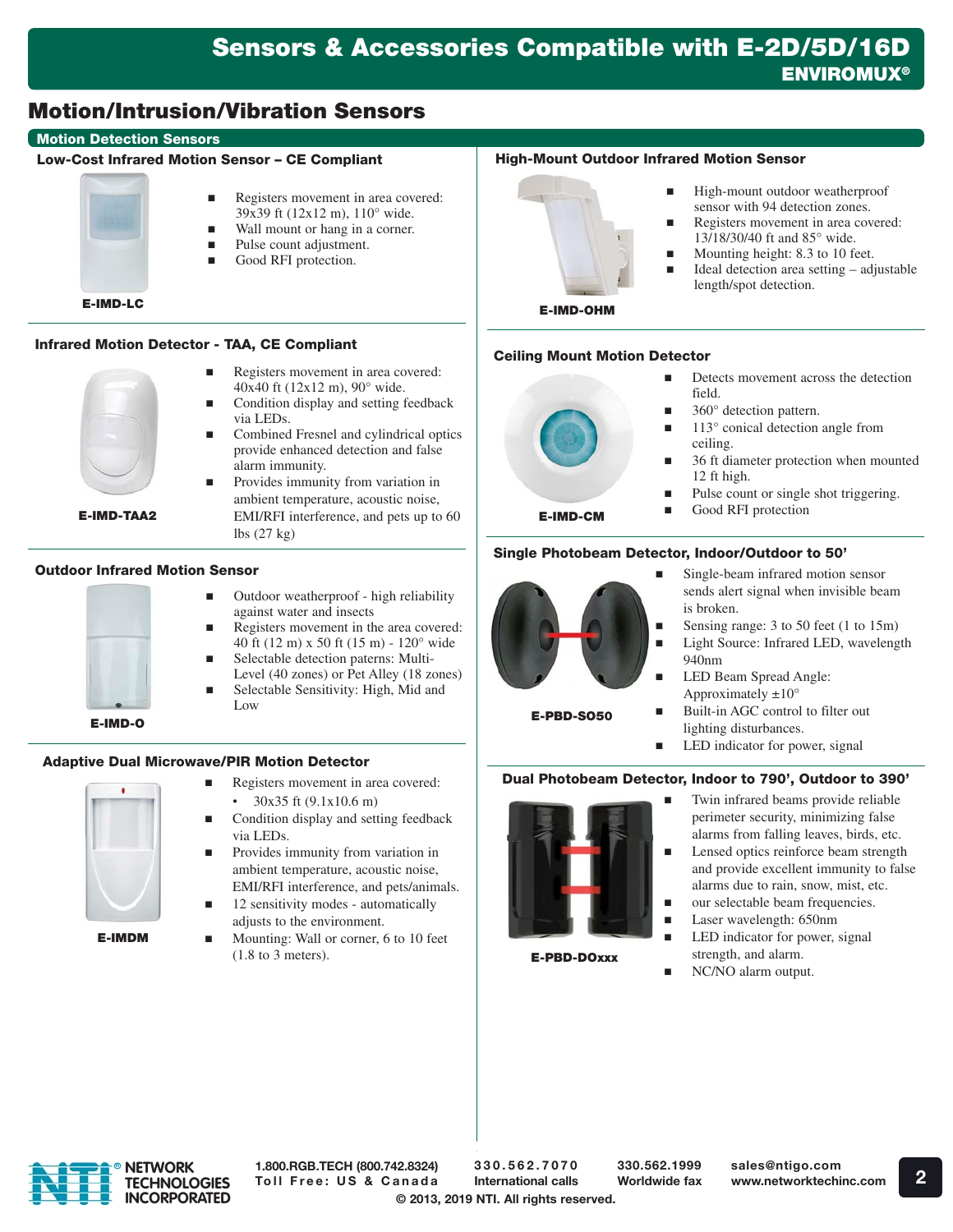# Sensors & Accessories Compatible with E-2D/5D/16D

**ENVIROMUX®**

## Motion/Intrusion/Vibration Sensors

### Motion Detection Sensors

#### Low-Cost Infrared Motion Sensor – CE Compliant

**E-IMD-LC**

- Registers movement in area covered: 39x39 ft (12x12 m), 110° wide.
- Wall mount or hang in a corner.
- Pulse count adjustment.
- Good RFI protection.

#### Infrared Motion Detector - TAA, CE Compliant

**E-IMD-TAA2**

- Registers movement in area covered: 40x40 ft (12x12 m), 90° wide.
- Condition display and setting feedback via LEDs.
- Combined Fresnel and cylindrical optics provide enhanced detection and false alarm immunity.
- Provides immunity from variation in ambient temperature, acoustic noise, EMI/RFI interference, and pets up to 60 lbs (27 kg)

#### Outdoor Infrared Motion Sensor

**E-IMD-O**

- Outdoor weatherproof - high reliability against water and insects
- Registers movement in the area covered: 40 ft (12 m) x 50 ft (15 m) - 120° wide
- Selectable detection patterns: Multi-Level (40 zones) or Pet Alley (18 zones)
- Selectable Sensitivity: High, Mid and Low

#### Adaptive Dual Microwave/PIR Motion Detector

**E-IMDM**

- Registers movement in area covered:
  - 30x35 ft (9.1x10.6 m)
- Condition display and setting feedback via LEDs.
- Provides immunity from variation in ambient temperature, acoustic noise, EMI/RFI interference, and pets/animals.
- 12 sensitivity modes - automatically adjusts to the environment.
- Mounting: Wall or corner, 6 to 10 feet (1.8 to 3 meters).

#### High-Mount Outdoor Infrared Motion Sensor

**E-IMD-OHM**

- High-mount outdoor weatherproof sensor with 94 detection zones.
- Registers movement in area covered: 13/18/30/40 ft and 85° wide.
- Mounting height: 8.3 to 10 feet.
- Ideal detection area setting – adjustable length/spot detection.

#### Ceiling Mount Motion Detector

**E-IMD-CM**

- Detects movement across the detection field.
- 360° detection pattern.
- 113° conical detection angle from ceiling.
- 36 ft diameter protection when mounted 12 ft high.
- Pulse count or single shot triggering.
- Good RFI protection

#### Single Photobeam Detector, Indoor/Outdoor to 50'

**E-PBD-SO50**

- Single-beam infrared motion sensor sends alert signal when invisible beam is broken.
- Sensing range: 3 to 50 feet (1 to 15m)
- Light Source: Infrared LED, wavelength 940nm
- LED Beam Spread Angle: Approximately ±10°
- Built-in AGC control to filter out lighting disturbances.
- LED indicator for power, signal

#### Dual Photobeam Detector, Indoor to 790', Outdoor to 390'

**E-PBD-DOxxx**

- Twin infrared beams provide reliable perimeter security, minimizing false alarms from falling leaves, birds, etc.
- Lensed optics reinforce beam strength and provide excellent immunity to false alarms due to rain, snow, mist, etc.
- our selectable beam frequencies.
- Laser wavelength: 650nm
- LED indicator for power, signal strength, and alarm.
- NC/NO alarm output.

NETWORK TECHNOLOGIES INCORPORATED

1.800.RGB.TECH (800.742.8324) Toll Free: US & Canada | 330.562.7070 International calls | 330.562.1999 Worldwide fax | sales@ntigo.com www.networktechinc.com

© 2013, 2019 NTI. All rights reserved.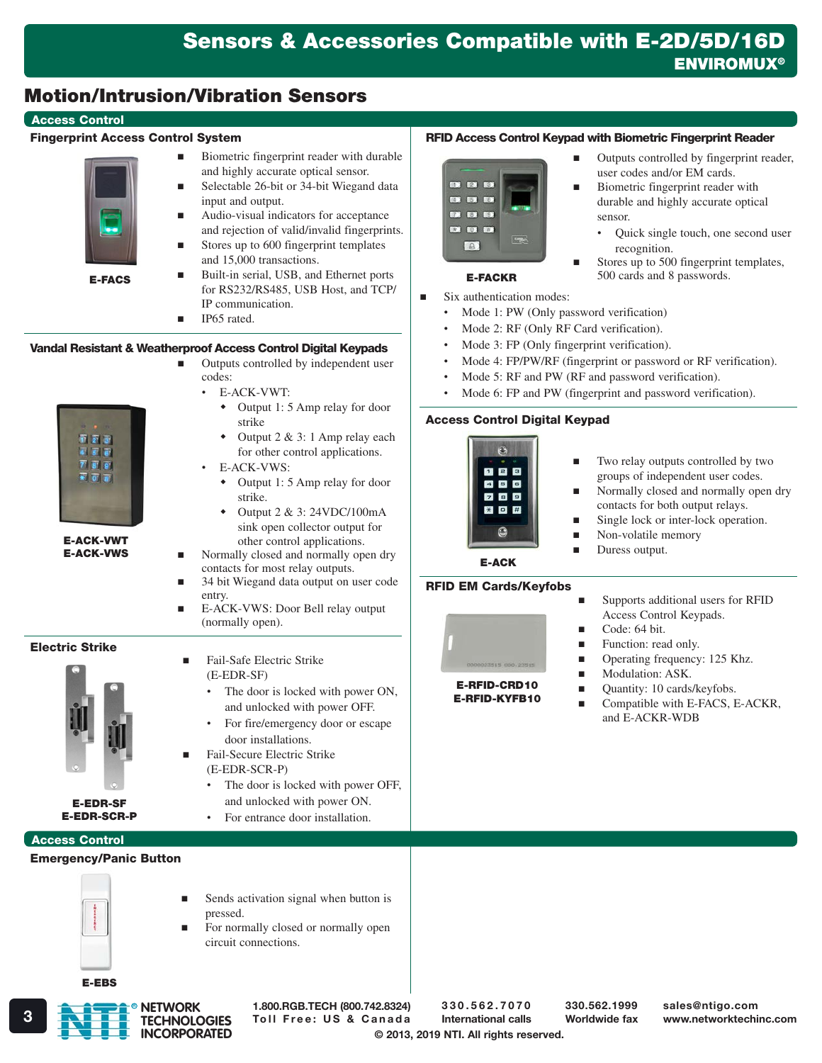# Sensors & Accessories Compatible with E-2D/5D/16D

**ENVIROMUX®**

## Motion/Intrusion/Vibration Sensors

### Access Control

#### Fingerprint Access Control System

**E-FACS**

- Biometric fingerprint reader with durable and highly accurate optical sensor.
- Selectable 26-bit or 34-bit Wiegand data input and output.
- Audio-visual indicators for acceptance and rejection of valid/invalid fingerprints.
- Stores up to 600 fingerprint templates and 15,000 transactions.
- Built-in serial, USB, and Ethernet ports for RS232/RS485, USB Host, and TCP/IP communication.
- IP65 rated.

#### Vandal Resistant & Weatherproof Access Control Digital Keypads

**E-ACK-VWT**
**E-ACK-VWS**

- Outputs controlled by independent user codes:
  - E-ACK-VWT:
    - Output 1: 5 Amp relay for door strike
    - Output 2 & 3: 1 Amp relay each for other control applications.
  - E-ACK-VWS:
    - Output 1: 5 Amp relay for door strike.
    - Output 2 & 3: 24VDC/100mA sink open collector output for other control applications.
- Normally closed and normally open dry contacts for most relay outputs.
- 34 bit Wiegand data output on user code entry.
- E-ACK-VWS: Door Bell relay output (normally open).

#### Electric Strike

**E-EDR-SF**
**E-EDR-SCR-P**

- Fail-Safe Electric Strike (E-EDR-SF)
  - The door is locked with power ON, and unlocked with power OFF.
  - For fire/emergency door or escape door installations.
- Fail-Secure Electric Strike (E-EDR-SCR-P)
  - The door is locked with power OFF, and unlocked with power ON.
  - For entrance door installation.

#### RFID Access Control Keypad with Biometric Fingerprint Reader

**E-FACKR**

- Outputs controlled by fingerprint reader, user codes and/or EM cards.
- Biometric fingerprint reader with durable and highly accurate optical sensor.
  - Quick single touch, one second user recognition.
- Stores up to 500 fingerprint templates, 500 cards and 8 passwords.
- Six authentication modes:
  - Mode 1: PW (Only password verification)
  - Mode 2: RF (Only RF Card verification).
  - Mode 3: FP (Only fingerprint verification).
  - Mode 4: FP/PW/RF (fingerprint or password or RF verification).
  - Mode 5: RF and PW (RF and password verification).
  - Mode 6: FP and PW (fingerprint and password verification).

#### Access Control Digital Keypad

**E-ACK**

- Two relay outputs controlled by two groups of independent user codes.
- Normally closed and normally open dry contacts for both output relays.
- Single lock or inter-lock operation.
- Non-volatile memory
- Duress output.

#### RFID EM Cards/Keyfobs

**E-RFID-CRD10**
**E-RFID-KYFB10**

- Supports additional users for RFID Access Control Keypads.
- Code: 64 bit.
- Function: read only.
- Operating frequency: 125 Khz.
- Modulation: ASK.
- Quantity: 10 cards/keyfobs.
- Compatible with E-FACS, E-ACKR, and E-ACKR-WDB

### Access Control

#### Emergency/Panic Button

**E-EBS**

- Sends activation signal when button is pressed.
- For normally closed or normally open circuit connections.

NETWORK TECHNOLOGIES INCORPORATED

1.800.RGB.TECH (800.742.8324) Toll Free: US & Canada | 330.562.7070 International calls | 330.562.1999 Worldwide fax | sales@ntigo.com www.networktechinc.com

© 2013, 2019 NTI. All rights reserved.